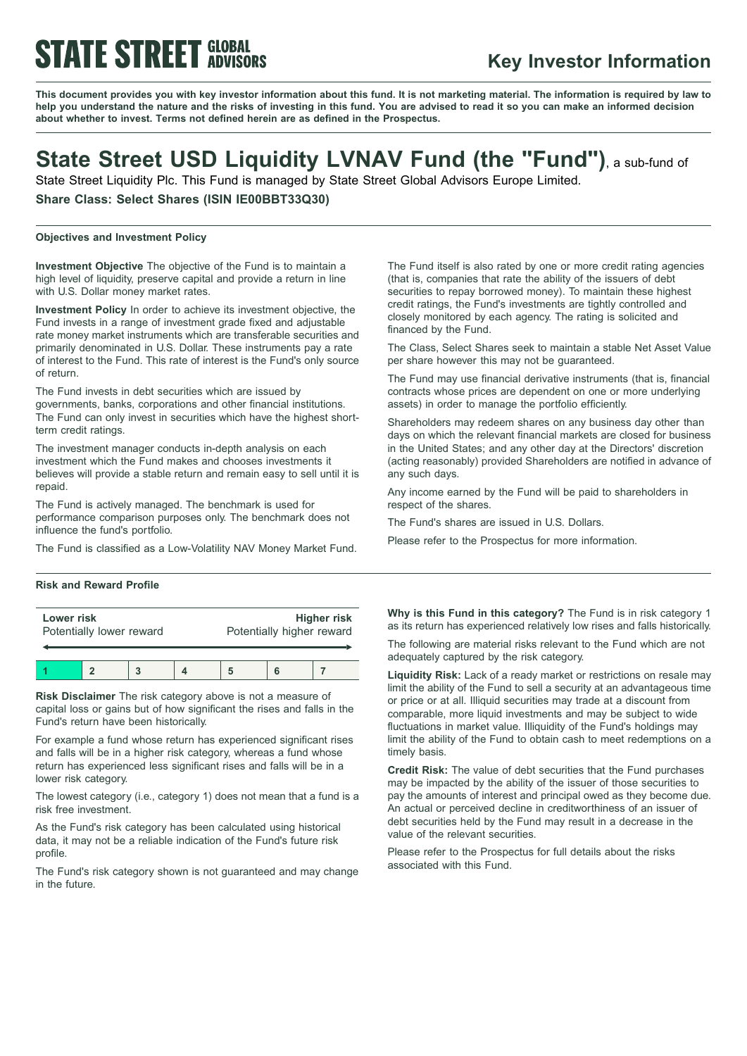**STATE STREET GLOBAL ADVISORS**

# Key Investor Information

**This document provides you with key investor information about this fund. It is not marketing material. The information is required by law to help you understand the nature and the risks of investing in this fund. You are advised to read it so you can make an informed decision about whether to invest. Terms not defined herein are as defined in the Prospectus.**

## State Street USD Liquidity LVNAV Fund (the "Fund"), a sub-fund of State Street Liquidity Plc. This Fund is managed by State Street Global Advisors Europe Limited.

**Share Class: Select Shares (ISIN IE00BBT33Q30)**

### Objectives and Investment Policy

**Investment Objective** The objective of the Fund is to maintain a high level of liquidity, preserve capital and provide a return in line with U.S. Dollar money market rates.

**Investment Policy** In order to achieve its investment objective, the Fund invests in a range of investment grade fixed and adjustable rate money market instruments which are transferable securities and primarily denominated in U.S. Dollar. These instruments pay a rate of interest to the Fund. This rate of interest is the Fund's only source of return.

The Fund invests in debt securities which are issued by governments, banks, corporations and other financial institutions. The Fund can only invest in securities which have the highest short-term credit ratings.

The investment manager conducts in-depth analysis on each investment which the Fund makes and chooses investments it believes will provide a stable return and remain easy to sell until it is repaid.

The Fund is actively managed. The benchmark is used for performance comparison purposes only. The benchmark does not influence the fund's portfolio.

The Fund is classified as a Low-Volatility NAV Money Market Fund.

The Fund itself is also rated by one or more credit rating agencies (that is, companies that rate the ability of the issuers of debt securities to repay borrowed money). To maintain these highest credit ratings, the Fund's investments are tightly controlled and closely monitored by each agency. The rating is solicited and financed by the Fund.

The Class, Select Shares seek to maintain a stable Net Asset Value per share however this may not be guaranteed.

The Fund may use financial derivative instruments (that is, financial contracts whose prices are dependent on one or more underlying assets) in order to manage the portfolio efficiently.

Shareholders may redeem shares on any business day other than days on which the relevant financial markets are closed for business in the United States; and any other day at the Directors' discretion (acting reasonably) provided Shareholders are notified in advance of any such days.

Any income earned by the Fund will be paid to shareholders in respect of the shares.

The Fund's shares are issued in U.S. Dollars.

Please refer to the Prospectus for more information.

### Risk and Reward Profile

| **Lower risk**<br>Potentially lower reward | | | | | | **Higher risk**<br>Potentially higher reward |
|---|---|---|---|---|---|---|
| **1** | **2** | **3** | **4** | **5** | **6** | **7** |

**Risk Disclaimer** The risk category above is not a measure of capital loss or gains but of how significant the rises and falls in the Fund's return have been historically.

For example a fund whose return has experienced significant rises and falls will be in a higher risk category, whereas a fund whose return has experienced less significant rises and falls will be in a lower risk category.

The lowest category (i.e., category 1) does not mean that a fund is a risk free investment.

As the Fund's risk category has been calculated using historical data, it may not be a reliable indication of the Fund's future risk profile.

The Fund's risk category shown is not guaranteed and may change in the future.

**Why is this Fund in this category?** The Fund is in risk category 1 as its return has experienced relatively low rises and falls historically.

The following are material risks relevant to the Fund which are not adequately captured by the risk category.

**Liquidity Risk:** Lack of a ready market or restrictions on resale may limit the ability of the Fund to sell a security at an advantageous time or price or at all. Illiquid securities may trade at a discount from comparable, more liquid investments and may be subject to wide fluctuations in market value. Illiquidity of the Fund's holdings may limit the ability of the Fund to obtain cash to meet redemptions on a timely basis.

**Credit Risk:** The value of debt securities that the Fund purchases may be impacted by the ability of the issuer of those securities to pay the amounts of interest and principal owed as they become due. An actual or perceived decline in creditworthiness of an issuer of debt securities held by the Fund may result in a decrease in the value of the relevant securities.

Please refer to the Prospectus for full details about the risks associated with this Fund.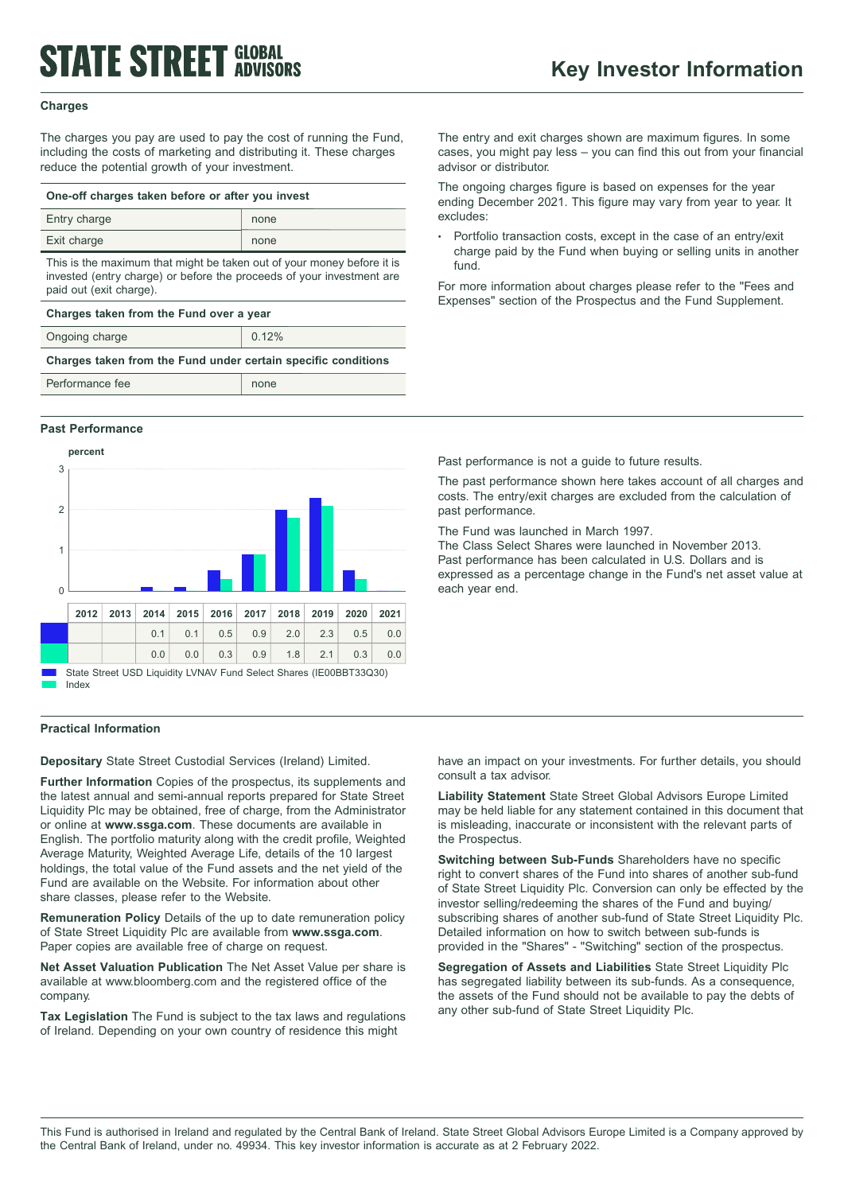## Charges

The charges you pay are used to pay the cost of running the Fund, including the costs of marketing and distributing it. These charges reduce the potential growth of your investment.

| One-off charges taken before or after you invest | |
|---|---|
| Entry charge | none |
| Exit charge | none |

This is the maximum that might be taken out of your money before it is invested (entry charge) or before the proceeds of your investment are paid out (exit charge).

| Charges taken from the Fund over a year | |
|---|---|
| Ongoing charge | 0.12% |

| Charges taken from the Fund under certain specific conditions | |
|---|---|
| Performance fee | none |

The entry and exit charges shown are maximum figures. In some cases, you might pay less – you can find this out from your financial advisor or distributor.

The ongoing charges figure is based on expenses for the year ending December 2021. This figure may vary from year to year. It excludes:

- Portfolio transaction costs, except in the case of an entry/exit charge paid by the Fund when buying or selling units in another fund.

For more information about charges please refer to the "Fees and Expenses" section of the Prospectus and the Fund Supplement.

## Past Performance

percent

3
2
1
0

| | 2012 | 2013 | 2014 | 2015 | 2016 | 2017 | 2018 | 2019 | 2020 | 2021 |
|---|---|---|---|---|---|---|---|---|---|---|
| State Street USD Liquidity LVNAV Fund Select Shares (IE00BBT33Q30) | | | 0.1 | 0.1 | 0.5 | 0.9 | 2.0 | 2.3 | 0.5 | 0.0 |
| Index | | | 0.0 | 0.0 | 0.3 | 0.9 | 1.8 | 2.1 | 0.3 | 0.0 |

Past performance is not a guide to future results.

The past performance shown here takes account of all charges and costs. The entry/exit charges are excluded from the calculation of past performance.

The Fund was launched in March 1997.
The Class Select Shares were launched in November 2013.
Past performance has been calculated in U.S. Dollars and is expressed as a percentage change in the Fund's net asset value at each year end.

## Practical Information

**Depositary** State Street Custodial Services (Ireland) Limited.

**Further Information** Copies of the prospectus, its supplements and the latest annual and semi-annual reports prepared for State Street Liquidity Plc may be obtained, free of charge, from the Administrator or online at **www.ssga.com**. These documents are available in English. The portfolio maturity along with the credit profile, Weighted Average Maturity, Weighted Average Life, details of the 10 largest holdings, the total value of the Fund assets and the net yield of the Fund are available on the Website. For information about other share classes, please refer to the Website.

**Remuneration Policy** Details of the up to date remuneration policy of State Street Liquidity Plc are available from **www.ssga.com**. Paper copies are available free of charge on request.

**Net Asset Valuation Publication** The Net Asset Value per share is available at www.bloomberg.com and the registered office of the company.

**Tax Legislation** The Fund is subject to the tax laws and regulations of Ireland. Depending on your own country of residence this might have an impact on your investments. For further details, you should consult a tax advisor.

**Liability Statement** State Street Global Advisors Europe Limited may be held liable for any statement contained in this document that is misleading, inaccurate or inconsistent with the relevant parts of the Prospectus.

**Switching between Sub-Funds** Shareholders have no specific right to convert shares of the Fund into shares of another sub-fund of State Street Liquidity Plc. Conversion can only be effected by the investor selling/redeeming the shares of the Fund and buying/subscribing shares of another sub-fund of State Street Liquidity Plc. Detailed information on how to switch between sub-funds is provided in the "Shares" - "Switching" section of the prospectus.

**Segregation of Assets and Liabilities** State Street Liquidity Plc has segregated liability between its sub-funds. As a consequence, the assets of the Fund should not be available to pay the debts of any other sub-fund of State Street Liquidity Plc.

This Fund is authorised in Ireland and regulated by the Central Bank of Ireland. State Street Global Advisors Europe Limited is a Company approved by the Central Bank of Ireland, under no. 49934. This key investor information is accurate as at 2 February 2022.